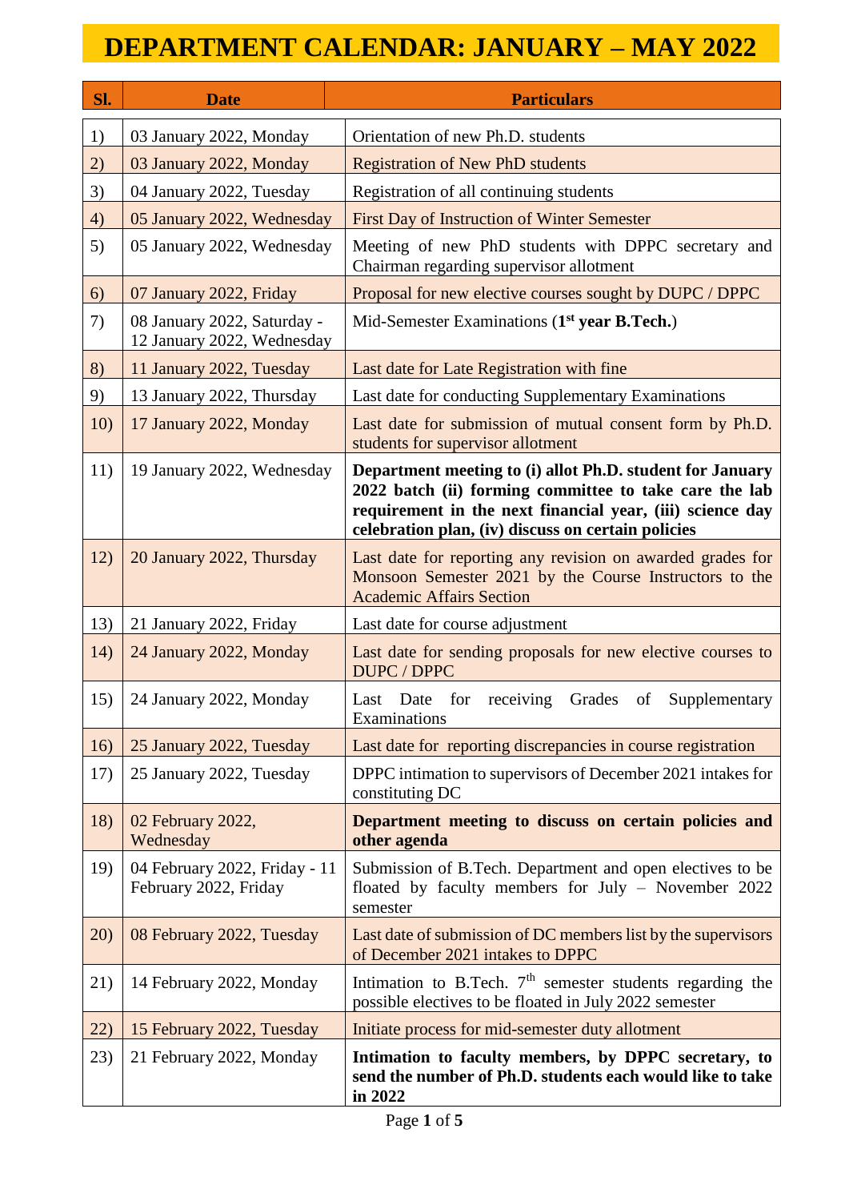# DEPARTMENT CALENDAR: JANUARY – MAY 2022

| Sl. | Date | Particulars |
|---|---|---|
| 1) | 03 January 2022, Monday | Orientation of new Ph.D. students |
| 2) | 03 January 2022, Monday | Registration of New PhD students |
| 3) | 04 January 2022, Tuesday | Registration of all continuing students |
| 4) | 05 January 2022, Wednesday | First Day of Instruction of Winter Semester |
| 5) | 05 January 2022, Wednesday | Meeting of new PhD students with DPPC secretary and Chairman regarding supervisor allotment |
| 6) | 07 January 2022, Friday | Proposal for new elective courses sought by DUPC / DPPC |
| 7) | 08 January 2022, Saturday - 12 January 2022, Wednesday | Mid-Semester Examinations (**1st year B.Tech.**) |
| 8) | 11 January 2022, Tuesday | Last date for Late Registration with fine |
| 9) | 13 January 2022, Thursday | Last date for conducting Supplementary Examinations |
| 10) | 17 January 2022, Monday | Last date for submission of mutual consent form by Ph.D. students for supervisor allotment |
| 11) | 19 January 2022, Wednesday | **Department meeting to (i) allot Ph.D. student for January 2022 batch (ii) forming committee to take care the lab requirement in the next financial year, (iii) science day celebration plan, (iv) discuss on certain policies** |
| 12) | 20 January 2022, Thursday | Last date for reporting any revision on awarded grades for Monsoon Semester 2021 by the Course Instructors to the Academic Affairs Section |
| 13) | 21 January 2022, Friday | Last date for course adjustment |
| 14) | 24 January 2022, Monday | Last date for sending proposals for new elective courses to DUPC / DPPC |
| 15) | 24 January 2022, Monday | Last Date for receiving Grades of Supplementary Examinations |
| 16) | 25 January 2022, Tuesday | Last date for reporting discrepancies in course registration |
| 17) | 25 January 2022, Tuesday | DPPC intimation to supervisors of December 2021 intakes for constituting DC |
| 18) | 02 February 2022, Wednesday | **Department meeting to discuss on certain policies and other agenda** |
| 19) | 04 February 2022, Friday - 11 February 2022, Friday | Submission of B.Tech. Department and open electives to be floated by faculty members for July – November 2022 semester |
| 20) | 08 February 2022, Tuesday | Last date of submission of DC members list by the supervisors of December 2021 intakes to DPPC |
| 21) | 14 February 2022, Monday | Intimation to B.Tech. 7th semester students regarding the possible electives to be floated in July 2022 semester |
| 22) | 15 February 2022, Tuesday | Initiate process for mid-semester duty allotment |
| 23) | 21 February 2022, Monday | **Intimation to faculty members, by DPPC secretary, to send the number of Ph.D. students each would like to take in 2022** |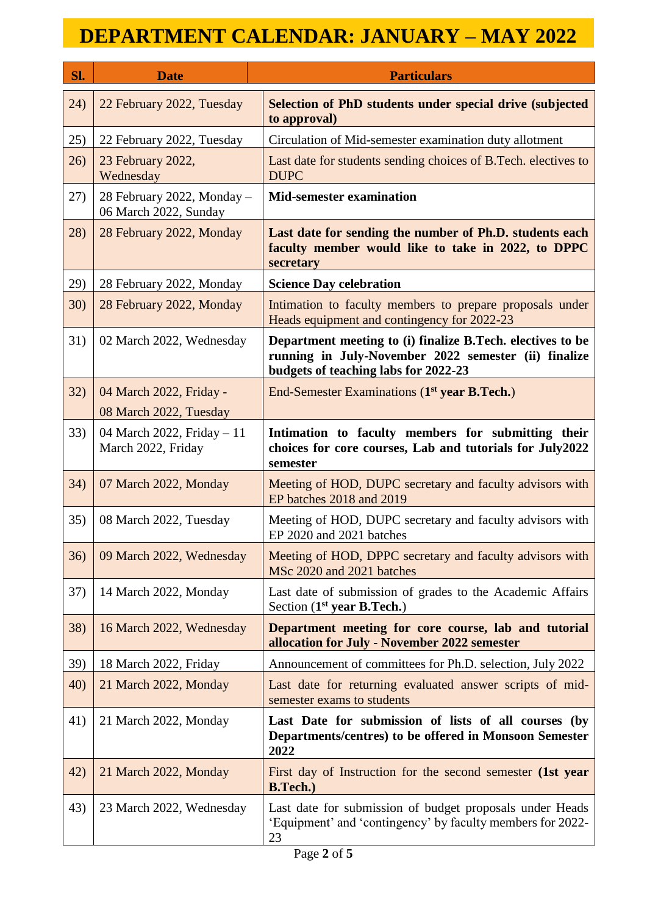# DEPARTMENT CALENDAR: JANUARY – MAY 2022

| Sl. | Date | Particulars |
|---|---|---|
| 24) | 22 February 2022, Tuesday | **Selection of PhD students under special drive (subjected to approval)** |
| 25) | 22 February 2022, Tuesday | Circulation of Mid-semester examination duty allotment |
| 26) | 23 February 2022, Wednesday | Last date for students sending choices of B.Tech. electives to DUPC |
| 27) | 28 February 2022, Monday – 06 March 2022, Sunday | **Mid-semester examination** |
| 28) | 28 February 2022, Monday | **Last date for sending the number of Ph.D. students each faculty member would like to take in 2022, to DPPC secretary** |
| 29) | 28 February 2022, Monday | **Science Day celebration** |
| 30) | 28 February 2022, Monday | Intimation to faculty members to prepare proposals under Heads equipment and contingency for 2022-23 |
| 31) | 02 March 2022, Wednesday | **Department meeting to (i) finalize B.Tech. electives to be running in July-November 2022 semester (ii) finalize budgets of teaching labs for 2022-23** |
| 32) | 04 March 2022, Friday - 08 March 2022, Tuesday | End-Semester Examinations (**1st year B.Tech.**) |
| 33) | 04 March 2022, Friday – 11 March 2022, Friday | **Intimation to faculty members for submitting their choices for core courses, Lab and tutorials for July2022 semester** |
| 34) | 07 March 2022, Monday | Meeting of HOD, DUPC secretary and faculty advisors with EP batches 2018 and 2019 |
| 35) | 08 March 2022, Tuesday | Meeting of HOD, DUPC secretary and faculty advisors with EP 2020 and 2021 batches |
| 36) | 09 March 2022, Wednesday | Meeting of HOD, DPPC secretary and faculty advisors with MSc 2020 and 2021 batches |
| 37) | 14 March 2022, Monday | Last date of submission of grades to the Academic Affairs Section (**1st year B.Tech.**) |
| 38) | 16 March 2022, Wednesday | **Department meeting for core course, lab and tutorial allocation for July - November 2022 semester** |
| 39) | 18 March 2022, Friday | Announcement of committees for Ph.D. selection, July 2022 |
| 40) | 21 March 2022, Monday | Last date for returning evaluated answer scripts of mid-semester exams to students |
| 41) | 21 March 2022, Monday | **Last Date for submission of lists of all courses (by Departments/centres) to be offered in Monsoon Semester 2022** |
| 42) | 21 March 2022, Monday | First day of Instruction for the second semester **(1st year B.Tech.)** |
| 43) | 23 March 2022, Wednesday | Last date for submission of budget proposals under Heads 'Equipment' and 'contingency' by faculty members for 2022-23 |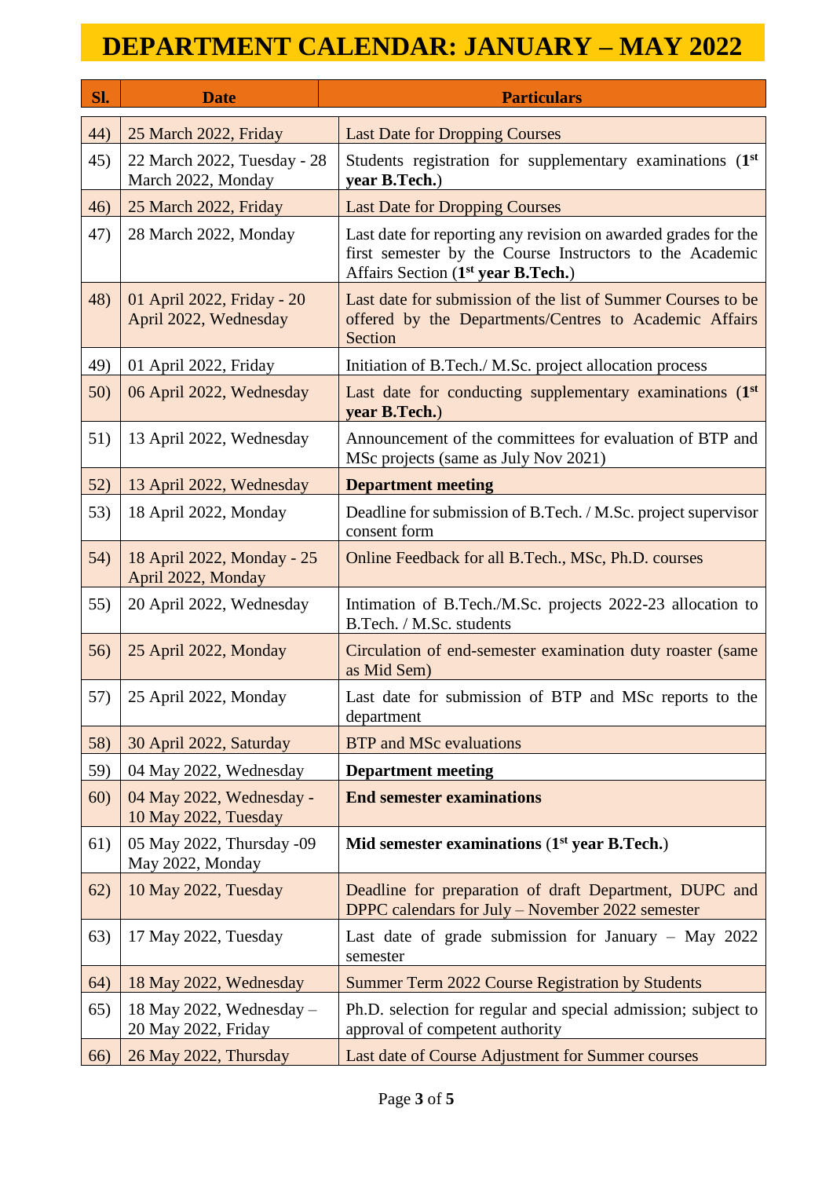# DEPARTMENT CALENDAR: JANUARY – MAY 2022

| Sl. | Date | Particulars |
|---|---|---|
| 44) | 25 March 2022, Friday | Last Date for Dropping Courses |
| 45) | 22 March 2022, Tuesday - 28 March 2022, Monday | Students registration for supplementary examinations (**1st year B.Tech.**) |
| 46) | 25 March 2022, Friday | Last Date for Dropping Courses |
| 47) | 28 March 2022, Monday | Last date for reporting any revision on awarded grades for the first semester by the Course Instructors to the Academic Affairs Section (**1st year B.Tech.**) |
| 48) | 01 April 2022, Friday - 20 April 2022, Wednesday | Last date for submission of the list of Summer Courses to be offered by the Departments/Centres to Academic Affairs Section |
| 49) | 01 April 2022, Friday | Initiation of B.Tech./ M.Sc. project allocation process |
| 50) | 06 April 2022, Wednesday | Last date for conducting supplementary examinations (**1st year B.Tech.**) |
| 51) | 13 April 2022, Wednesday | Announcement of the committees for evaluation of BTP and MSc projects (same as July Nov 2021) |
| 52) | 13 April 2022, Wednesday | **Department meeting** |
| 53) | 18 April 2022, Monday | Deadline for submission of B.Tech. / M.Sc. project supervisor consent form |
| 54) | 18 April 2022, Monday - 25 April 2022, Monday | Online Feedback for all B.Tech., MSc, Ph.D. courses |
| 55) | 20 April 2022, Wednesday | Intimation of B.Tech./M.Sc. projects 2022-23 allocation to B.Tech. / M.Sc. students |
| 56) | 25 April 2022, Monday | Circulation of end-semester examination duty roaster (same as Mid Sem) |
| 57) | 25 April 2022, Monday | Last date for submission of BTP and MSc reports to the department |
| 58) | 30 April 2022, Saturday | BTP and MSc evaluations |
| 59) | 04 May 2022, Wednesday | **Department meeting** |
| 60) | 04 May 2022, Wednesday - 10 May 2022, Tuesday | **End semester examinations** |
| 61) | 05 May 2022, Thursday -09 May 2022, Monday | **Mid semester examinations** (**1st year B.Tech.**) |
| 62) | 10 May 2022, Tuesday | Deadline for preparation of draft Department, DUPC and DPPC calendars for July – November 2022 semester |
| 63) | 17 May 2022, Tuesday | Last date of grade submission for January – May 2022 semester |
| 64) | 18 May 2022, Wednesday | Summer Term 2022 Course Registration by Students |
| 65) | 18 May 2022, Wednesday – 20 May 2022, Friday | Ph.D. selection for regular and special admission; subject to approval of competent authority |
| 66) | 26 May 2022, Thursday | Last date of Course Adjustment for Summer courses |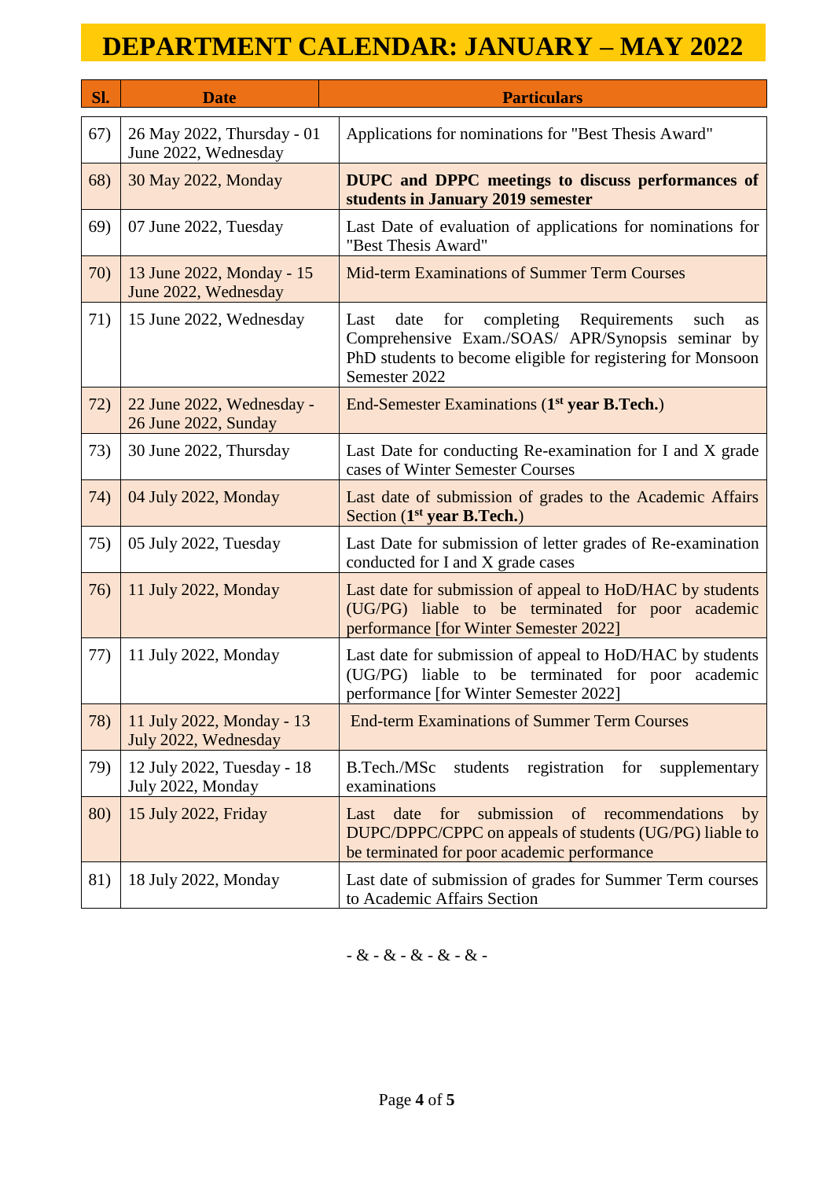# DEPARTMENT CALENDAR: JANUARY – MAY 2022

| Sl. | Date | Particulars |
|---|---|---|
| 67) | 26 May 2022, Thursday - 01 June 2022, Wednesday | Applications for nominations for "Best Thesis Award" |
| 68) | 30 May 2022, Monday | **DUPC and DPPC meetings to discuss performances of students in January 2019 semester** |
| 69) | 07 June 2022, Tuesday | Last Date of evaluation of applications for nominations for "Best Thesis Award" |
| 70) | 13 June 2022, Monday - 15 June 2022, Wednesday | Mid-term Examinations of Summer Term Courses |
| 71) | 15 June 2022, Wednesday | Last date for completing Requirements such as Comprehensive Exam./SOAS/ APR/Synopsis seminar by PhD students to become eligible for registering for Monsoon Semester 2022 |
| 72) | 22 June 2022, Wednesday - 26 June 2022, Sunday | End-Semester Examinations (**1st year B.Tech.**) |
| 73) | 30 June 2022, Thursday | Last Date for conducting Re-examination for I and X grade cases of Winter Semester Courses |
| 74) | 04 July 2022, Monday | Last date of submission of grades to the Academic Affairs Section (**1st year B.Tech.**) |
| 75) | 05 July 2022, Tuesday | Last Date for submission of letter grades of Re-examination conducted for I and X grade cases |
| 76) | 11 July 2022, Monday | Last date for submission of appeal to HoD/HAC by students (UG/PG) liable to be terminated for poor academic performance [for Winter Semester 2022] |
| 77) | 11 July 2022, Monday | Last date for submission of appeal to HoD/HAC by students (UG/PG) liable to be terminated for poor academic performance [for Winter Semester 2022] |
| 78) | 11 July 2022, Monday - 13 July 2022, Wednesday | End-term Examinations of Summer Term Courses |
| 79) | 12 July 2022, Tuesday - 18 July 2022, Monday | B.Tech./MSc students registration for supplementary examinations |
| 80) | 15 July 2022, Friday | Last date for submission of recommendations by DUPC/DPPC/CPPC on appeals of students (UG/PG) liable to be terminated for poor academic performance |
| 81) | 18 July 2022, Monday | Last date of submission of grades for Summer Term courses to Academic Affairs Section |

- & - & - & - & - & -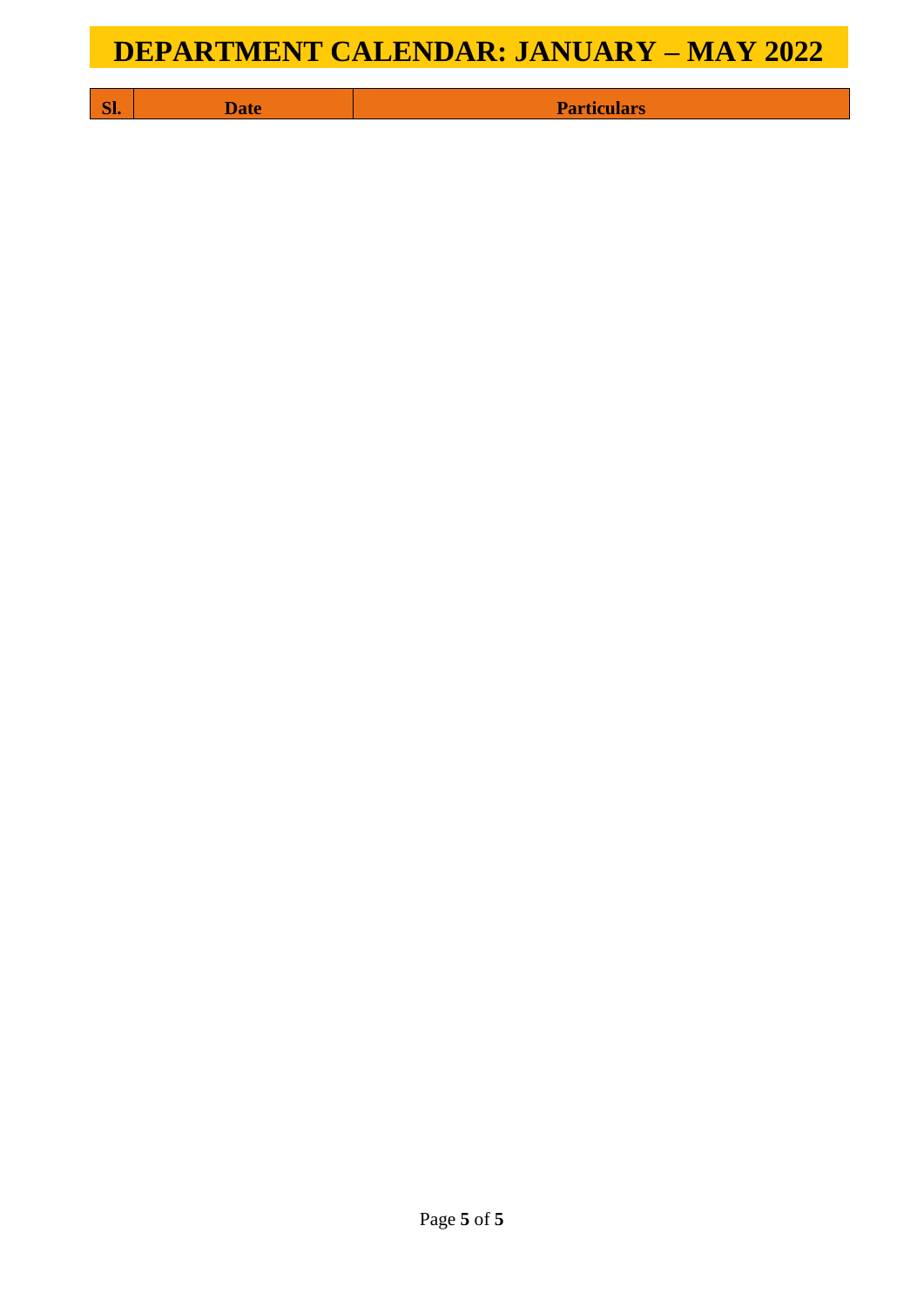# DEPARTMENT CALENDAR: JANUARY – MAY 2022

| Sl. | Date | Particulars |
|---|---|---|